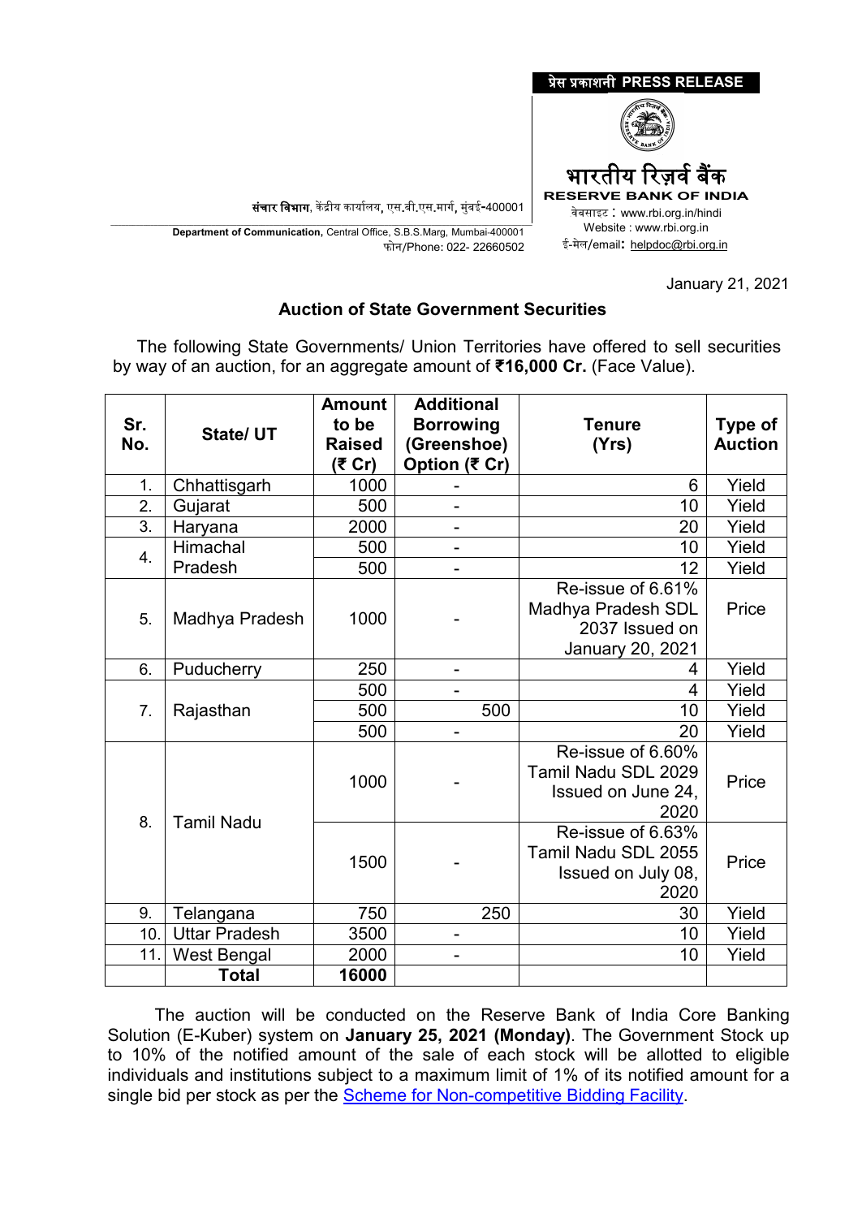प्रेस प्रकाशनी PRESS RELEASE

भारतीय रिज़र्व बैंक
RESERVE BANK OF INDIA
वेबसाइट : www.rbi.org.in/hindi
Website : www.rbi.org.in
ई-मेल/email: helpdoc@rbi.org.in

संचार विभाग, केंद्रीय कार्यालय, एस.बी.एस.मार्ग, मुंबई-400001
**Department of Communication,** Central Office, S.B.S.Marg, Mumbai-400001
फोन/Phone: 022- 22660502

January 21, 2021

## Auction of State Government Securities

The following State Governments/ Union Territories have offered to sell securities by way of an auction, for an aggregate amount of **₹16,000 Cr.** (Face Value).

| Sr. No. | State/ UT | Amount to be Raised (₹ Cr) | Additional Borrowing (Greenshoe) Option (₹ Cr) | Tenure (Yrs) | Type of Auction |
|---|---|---|---|---|---|
| 1. | Chhattisgarh | 1000 | - | 6 | Yield |
| 2. | Gujarat | 500 | - | 10 | Yield |
| 3. | Haryana | 2000 | - | 20 | Yield |
| 4. | Himachal Pradesh | 500 | - | 10 | Yield |
| | | 500 | - | 12 | Yield |
| 5. | Madhya Pradesh | 1000 | - | Re-issue of 6.61% Madhya Pradesh SDL 2037 Issued on January 20, 2021 | Price |
| 6. | Puducherry | 250 | - | 4 | Yield |
| 7. | Rajasthan | 500 | - | 4 | Yield |
| | | 500 | 500 | 10 | Yield |
| | | 500 | - | 20 | Yield |
| 8. | Tamil Nadu | 1000 | - | Re-issue of 6.60% Tamil Nadu SDL 2029 Issued on June 24, 2020 | Price |
| | | 1500 | - | Re-issue of 6.63% Tamil Nadu SDL 2055 Issued on July 08, 2020 | Price |
| 9. | Telangana | 750 | 250 | 30 | Yield |
| 10. | Uttar Pradesh | 3500 | - | 10 | Yield |
| 11. | West Bengal | 2000 | - | 10 | Yield |
| | **Total** | **16000** | | | |

The auction will be conducted on the Reserve Bank of India Core Banking Solution (E-Kuber) system on **January 25, 2021 (Monday)**. The Government Stock up to 10% of the notified amount of the sale of each stock will be allotted to eligible individuals and institutions subject to a maximum limit of 1% of its notified amount for a single bid per stock as per the Scheme for Non-competitive Bidding Facility.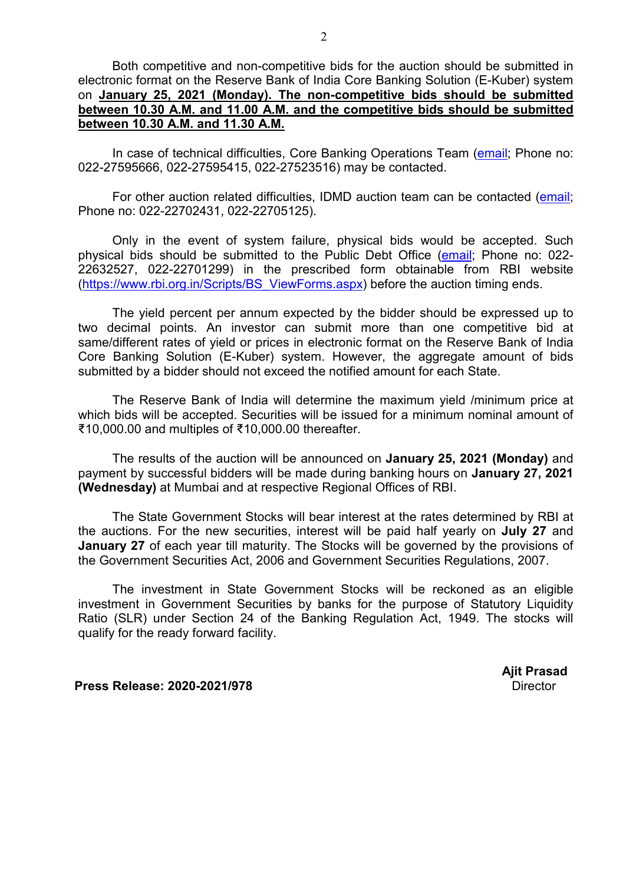Both competitive and non-competitive bids for the auction should be submitted in electronic format on the Reserve Bank of India Core Banking Solution (E-Kuber) system on **January 25, 2021 (Monday). The non-competitive bids should be submitted between 10.30 A.M. and 11.00 A.M. and the competitive bids should be submitted between 10.30 A.M. and 11.30 A.M.**

In case of technical difficulties, Core Banking Operations Team (email; Phone no: 022-27595666, 022-27595415, 022-27523516) may be contacted.

For other auction related difficulties, IDMD auction team can be contacted (email; Phone no: 022-22702431, 022-22705125).

Only in the event of system failure, physical bids would be accepted. Such physical bids should be submitted to the Public Debt Office (email; Phone no: 022-22632527, 022-22701299) in the prescribed form obtainable from RBI website (https://www.rbi.org.in/Scripts/BS_ViewForms.aspx) before the auction timing ends.

The yield percent per annum expected by the bidder should be expressed up to two decimal points. An investor can submit more than one competitive bid at same/different rates of yield or prices in electronic format on the Reserve Bank of India Core Banking Solution (E-Kuber) system. However, the aggregate amount of bids submitted by a bidder should not exceed the notified amount for each State.

The Reserve Bank of India will determine the maximum yield /minimum price at which bids will be accepted. Securities will be issued for a minimum nominal amount of ₹10,000.00 and multiples of ₹10,000.00 thereafter.

The results of the auction will be announced on **January 25, 2021 (Monday)** and payment by successful bidders will be made during banking hours on **January 27, 2021 (Wednesday)** at Mumbai and at respective Regional Offices of RBI.

The State Government Stocks will bear interest at the rates determined by RBI at the auctions. For the new securities, interest will be paid half yearly on **July 27** and **January 27** of each year till maturity. The Stocks will be governed by the provisions of the Government Securities Act, 2006 and Government Securities Regulations, 2007.

The investment in State Government Stocks will be reckoned as an eligible investment in Government Securities by banks for the purpose of Statutory Liquidity Ratio (SLR) under Section 24 of the Banking Regulation Act, 1949. The stocks will qualify for the ready forward facility.

**Ajit Prasad**
Director

**Press Release: 2020-2021/978**